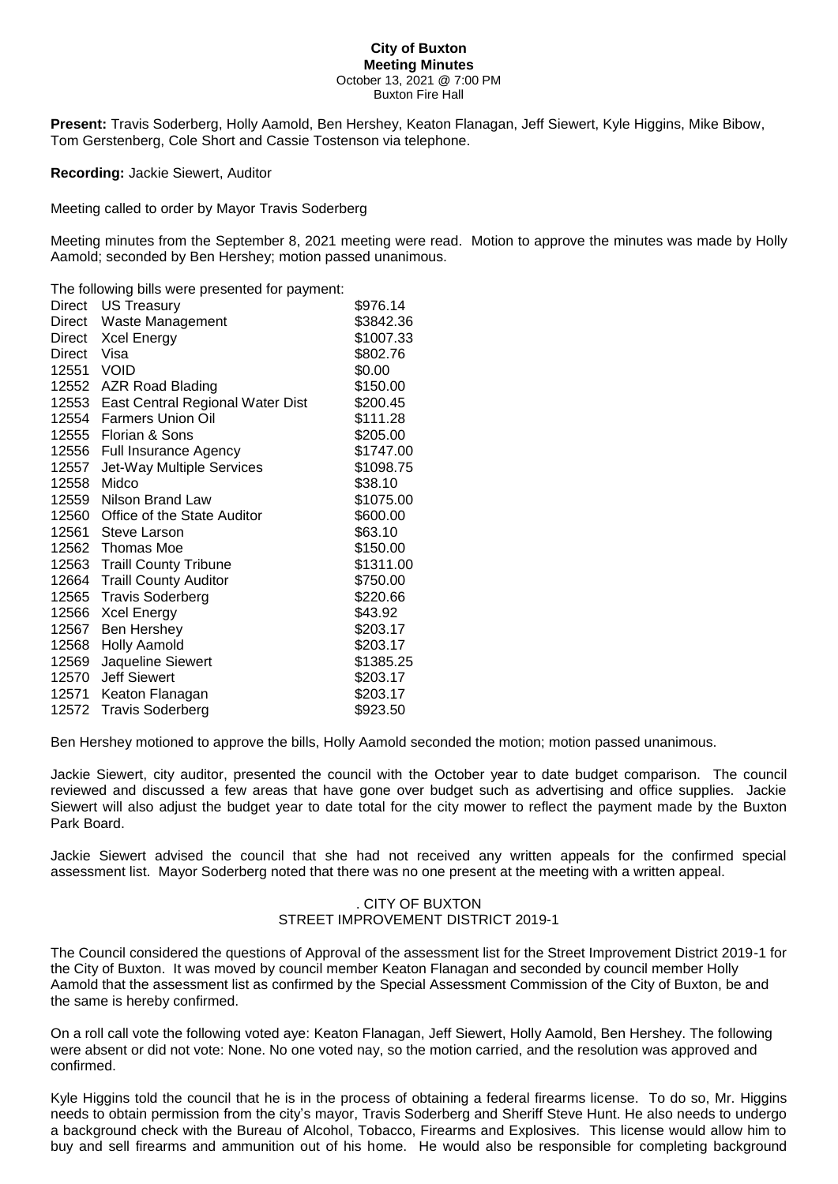**City of Buxton**
**Meeting Minutes**
October 13, 2021 @ 7:00 PM
Buxton Fire Hall

**Present:** Travis Soderberg, Holly Aamold, Ben Hershey, Keaton Flanagan, Jeff Siewert, Kyle Higgins, Mike Bibow, Tom Gerstenberg, Cole Short and Cassie Tostenson via telephone.

**Recording:** Jackie Siewert, Auditor

Meeting called to order by Mayor Travis Soderberg

Meeting minutes from the September 8, 2021 meeting were read. Motion to approve the minutes was made by Holly Aamold; seconded by Ben Hershey; motion passed unanimous.

The following bills were presented for payment:

| | | |
|---|---|---|
| Direct | US Treasury | \$976.14 |
| Direct | Waste Management | \$3842.36 |
| Direct | Xcel Energy | \$1007.33 |
| Direct | Visa | \$802.76 |
| 12551 | VOID | \$0.00 |
| 12552 | AZR Road Blading | \$150.00 |
| 12553 | East Central Regional Water Dist | \$200.45 |
| 12554 | Farmers Union Oil | \$111.28 |
| 12555 | Florian & Sons | \$205.00 |
| 12556 | Full Insurance Agency | \$1747.00 |
| 12557 | Jet-Way Multiple Services | \$1098.75 |
| 12558 | Midco | \$38.10 |
| 12559 | Nilson Brand Law | \$1075.00 |
| 12560 | Office of the State Auditor | \$600.00 |
| 12561 | Steve Larson | \$63.10 |
| 12562 | Thomas Moe | \$150.00 |
| 12563 | Traill County Tribune | \$1311.00 |
| 12664 | Traill County Auditor | \$750.00 |
| 12565 | Travis Soderberg | \$220.66 |
| 12566 | Xcel Energy | \$43.92 |
| 12567 | Ben Hershey | \$203.17 |
| 12568 | Holly Aamold | \$203.17 |
| 12569 | Jaqueline Siewert | \$1385.25 |
| 12570 | Jeff Siewert | \$203.17 |
| 12571 | Keaton Flanagan | \$203.17 |
| 12572 | Travis Soderberg | \$923.50 |

Ben Hershey motioned to approve the bills, Holly Aamold seconded the motion; motion passed unanimous.

Jackie Siewert, city auditor, presented the council with the October year to date budget comparison. The council reviewed and discussed a few areas that have gone over budget such as advertising and office supplies. Jackie Siewert will also adjust the budget year to date total for the city mower to reflect the payment made by the Buxton Park Board.

Jackie Siewert advised the council that she had not received any written appeals for the confirmed special assessment list. Mayor Soderberg noted that there was no one present at the meeting with a written appeal.

. CITY OF BUXTON
STREET IMPROVEMENT DISTRICT 2019-1

The Council considered the questions of Approval of the assessment list for the Street Improvement District 2019-1 for the City of Buxton. It was moved by council member Keaton Flanagan and seconded by council member Holly Aamold that the assessment list as confirmed by the Special Assessment Commission of the City of Buxton, be and the same is hereby confirmed.

On a roll call vote the following voted aye: Keaton Flanagan, Jeff Siewert, Holly Aamold, Ben Hershey. The following were absent or did not vote: None. No one voted nay, so the motion carried, and the resolution was approved and confirmed.

Kyle Higgins told the council that he is in the process of obtaining a federal firearms license. To do so, Mr. Higgins needs to obtain permission from the city's mayor, Travis Soderberg and Sheriff Steve Hunt. He also needs to undergo a background check with the Bureau of Alcohol, Tobacco, Firearms and Explosives. This license would allow him to buy and sell firearms and ammunition out of his home. He would also be responsible for completing background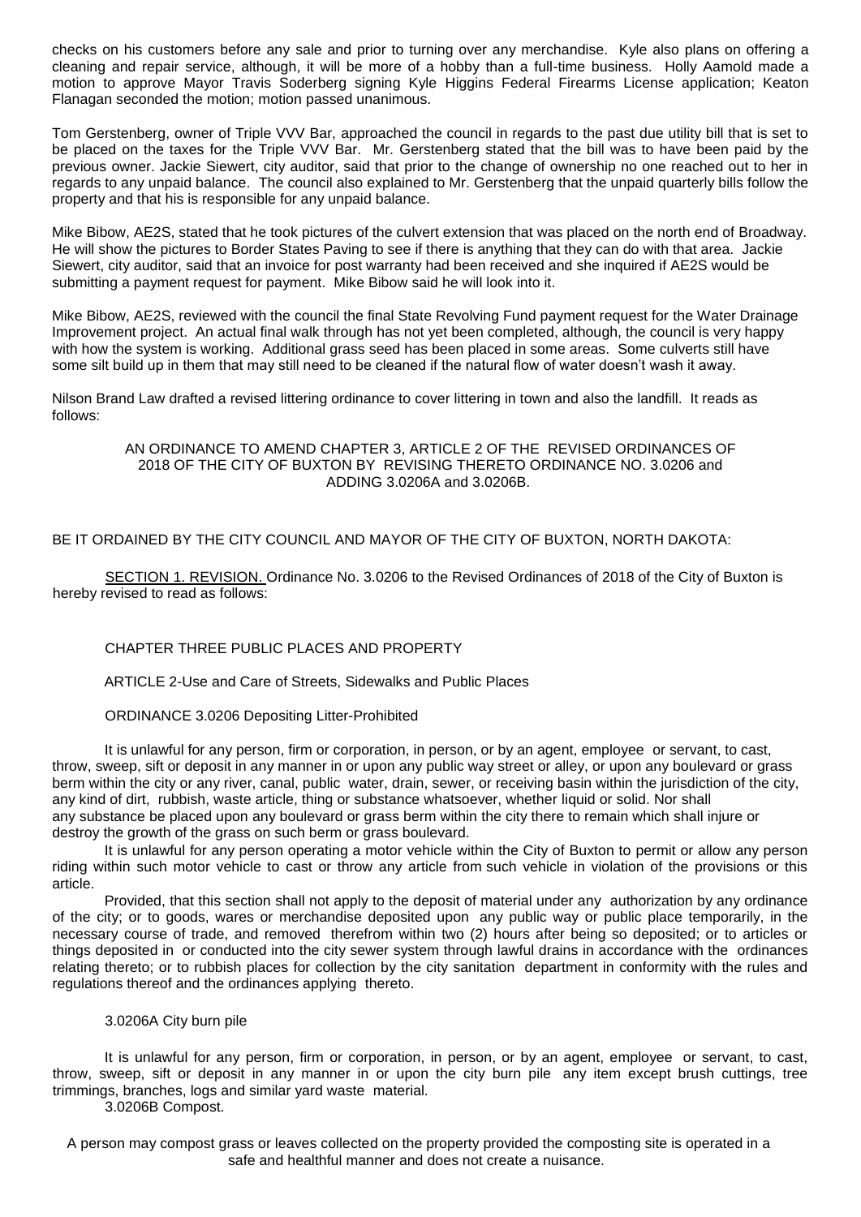checks on his customers before any sale and prior to turning over any merchandise. Kyle also plans on offering a cleaning and repair service, although, it will be more of a hobby than a full-time business. Holly Aamold made a motion to approve Mayor Travis Soderberg signing Kyle Higgins Federal Firearms License application; Keaton Flanagan seconded the motion; motion passed unanimous.

Tom Gerstenberg, owner of Triple VVV Bar, approached the council in regards to the past due utility bill that is set to be placed on the taxes for the Triple VVV Bar. Mr. Gerstenberg stated that the bill was to have been paid by the previous owner. Jackie Siewert, city auditor, said that prior to the change of ownership no one reached out to her in regards to any unpaid balance. The council also explained to Mr. Gerstenberg that the unpaid quarterly bills follow the property and that his is responsible for any unpaid balance.

Mike Bibow, AE2S, stated that he took pictures of the culvert extension that was placed on the north end of Broadway. He will show the pictures to Border States Paving to see if there is anything that they can do with that area. Jackie Siewert, city auditor, said that an invoice for post warranty had been received and she inquired if AE2S would be submitting a payment request for payment. Mike Bibow said he will look into it.

Mike Bibow, AE2S, reviewed with the council the final State Revolving Fund payment request for the Water Drainage Improvement project. An actual final walk through has not yet been completed, although, the council is very happy with how the system is working. Additional grass seed has been placed in some areas. Some culverts still have some silt build up in them that may still need to be cleaned if the natural flow of water doesn't wash it away.

Nilson Brand Law drafted a revised littering ordinance to cover littering in town and also the landfill. It reads as follows:

AN ORDINANCE TO AMEND CHAPTER 3, ARTICLE 2 OF THE REVISED ORDINANCES OF 2018 OF THE CITY OF BUXTON BY REVISING THERETO ORDINANCE NO. 3.0206 and ADDING 3.0206A and 3.0206B.

BE IT ORDAINED BY THE CITY COUNCIL AND MAYOR OF THE CITY OF BUXTON, NORTH DAKOTA:

SECTION 1. REVISION. Ordinance No. 3.0206 to the Revised Ordinances of 2018 of the City of Buxton is hereby revised to read as follows:

CHAPTER THREE PUBLIC PLACES AND PROPERTY

ARTICLE 2-Use and Care of Streets, Sidewalks and Public Places

ORDINANCE 3.0206 Depositing Litter-Prohibited

It is unlawful for any person, firm or corporation, in person, or by an agent, employee or servant, to cast, throw, sweep, sift or deposit in any manner in or upon any public way street or alley, or upon any boulevard or grass berm within the city or any river, canal, public water, drain, sewer, or receiving basin within the jurisdiction of the city, any kind of dirt, rubbish, waste article, thing or substance whatsoever, whether liquid or solid. Nor shall any substance be placed upon any boulevard or grass berm within the city there to remain which shall injure or destroy the growth of the grass on such berm or grass boulevard.

It is unlawful for any person operating a motor vehicle within the City of Buxton to permit or allow any person riding within such motor vehicle to cast or throw any article from such vehicle in violation of the provisions or this article.

Provided, that this section shall not apply to the deposit of material under any authorization by any ordinance of the city; or to goods, wares or merchandise deposited upon any public way or public place temporarily, in the necessary course of trade, and removed therefrom within two (2) hours after being so deposited; or to articles or things deposited in or conducted into the city sewer system through lawful drains in accordance with the ordinances relating thereto; or to rubbish places for collection by the city sanitation department in conformity with the rules and regulations thereof and the ordinances applying thereto.

3.0206A City burn pile

It is unlawful for any person, firm or corporation, in person, or by an agent, employee or servant, to cast, throw, sweep, sift or deposit in any manner in or upon the city burn pile any item except brush cuttings, tree trimmings, branches, logs and similar yard waste material.

3.0206B Compost.

A person may compost grass or leaves collected on the property provided the composting site is operated in a safe and healthful manner and does not create a nuisance.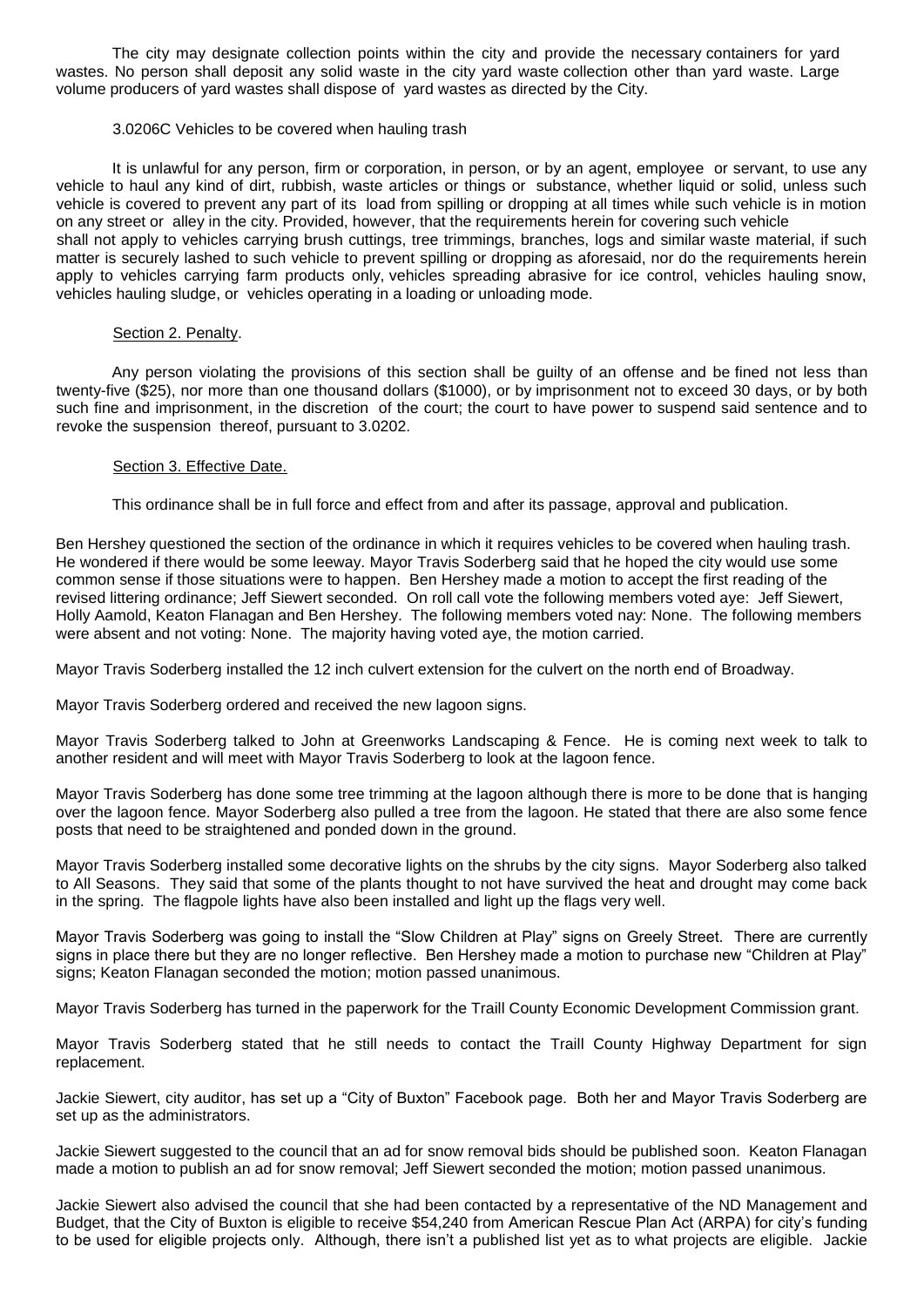The city may designate collection points within the city and provide the necessary containers for yard wastes. No person shall deposit any solid waste in the city yard waste collection other than yard waste. Large volume producers of yard wastes shall dispose of yard wastes as directed by the City.

3.0206C Vehicles to be covered when hauling trash

It is unlawful for any person, firm or corporation, in person, or by an agent, employee or servant, to use any vehicle to haul any kind of dirt, rubbish, waste articles or things or substance, whether liquid or solid, unless such vehicle is covered to prevent any part of its load from spilling or dropping at all times while such vehicle is in motion on any street or alley in the city. Provided, however, that the requirements herein for covering such vehicle shall not apply to vehicles carrying brush cuttings, tree trimmings, branches, logs and similar waste material, if such matter is securely lashed to such vehicle to prevent spilling or dropping as aforesaid, nor do the requirements herein apply to vehicles carrying farm products only, vehicles spreading abrasive for ice control, vehicles hauling snow, vehicles hauling sludge, or vehicles operating in a loading or unloading mode.

Section 2. Penalty.

Any person violating the provisions of this section shall be guilty of an offense and be fined not less than twenty-five ($25), nor more than one thousand dollars ($1000), or by imprisonment not to exceed 30 days, or by both such fine and imprisonment, in the discretion of the court; the court to have power to suspend said sentence and to revoke the suspension thereof, pursuant to 3.0202.

Section 3. Effective Date.

This ordinance shall be in full force and effect from and after its passage, approval and publication.

Ben Hershey questioned the section of the ordinance in which it requires vehicles to be covered when hauling trash. He wondered if there would be some leeway. Mayor Travis Soderberg said that he hoped the city would use some common sense if those situations were to happen. Ben Hershey made a motion to accept the first reading of the revised littering ordinance; Jeff Siewert seconded. On roll call vote the following members voted aye: Jeff Siewert, Holly Aamold, Keaton Flanagan and Ben Hershey. The following members voted nay: None. The following members were absent and not voting: None. The majority having voted aye, the motion carried.

Mayor Travis Soderberg installed the 12 inch culvert extension for the culvert on the north end of Broadway.

Mayor Travis Soderberg ordered and received the new lagoon signs.

Mayor Travis Soderberg talked to John at Greenworks Landscaping & Fence. He is coming next week to talk to another resident and will meet with Mayor Travis Soderberg to look at the lagoon fence.

Mayor Travis Soderberg has done some tree trimming at the lagoon although there is more to be done that is hanging over the lagoon fence. Mayor Soderberg also pulled a tree from the lagoon. He stated that there are also some fence posts that need to be straightened and ponded down in the ground.

Mayor Travis Soderberg installed some decorative lights on the shrubs by the city signs. Mayor Soderberg also talked to All Seasons. They said that some of the plants thought to not have survived the heat and drought may come back in the spring. The flagpole lights have also been installed and light up the flags very well.

Mayor Travis Soderberg was going to install the "Slow Children at Play" signs on Greely Street. There are currently signs in place there but they are no longer reflective. Ben Hershey made a motion to purchase new "Children at Play" signs; Keaton Flanagan seconded the motion; motion passed unanimous.

Mayor Travis Soderberg has turned in the paperwork for the Traill County Economic Development Commission grant.

Mayor Travis Soderberg stated that he still needs to contact the Traill County Highway Department for sign replacement.

Jackie Siewert, city auditor, has set up a "City of Buxton" Facebook page. Both her and Mayor Travis Soderberg are set up as the administrators.

Jackie Siewert suggested to the council that an ad for snow removal bids should be published soon. Keaton Flanagan made a motion to publish an ad for snow removal; Jeff Siewert seconded the motion; motion passed unanimous.

Jackie Siewert also advised the council that she had been contacted by a representative of the ND Management and Budget, that the City of Buxton is eligible to receive $54,240 from American Rescue Plan Act (ARPA) for city's funding to be used for eligible projects only. Although, there isn't a published list yet as to what projects are eligible. Jackie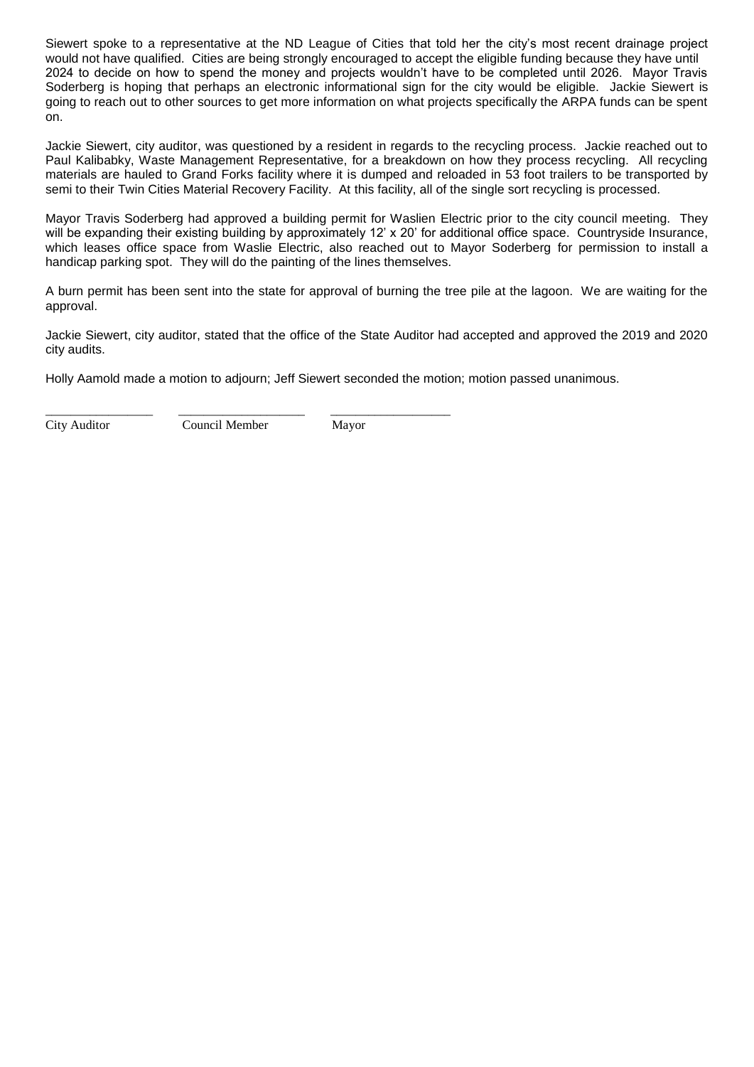Siewert spoke to a representative at the ND League of Cities that told her the city's most recent drainage project would not have qualified. Cities are being strongly encouraged to accept the eligible funding because they have until 2024 to decide on how to spend the money and projects wouldn't have to be completed until 2026. Mayor Travis Soderberg is hoping that perhaps an electronic informational sign for the city would be eligible. Jackie Siewert is going to reach out to other sources to get more information on what projects specifically the ARPA funds can be spent on.

Jackie Siewert, city auditor, was questioned by a resident in regards to the recycling process. Jackie reached out to Paul Kalibabky, Waste Management Representative, for a breakdown on how they process recycling. All recycling materials are hauled to Grand Forks facility where it is dumped and reloaded in 53 foot trailers to be transported by semi to their Twin Cities Material Recovery Facility. At this facility, all of the single sort recycling is processed.

Mayor Travis Soderberg had approved a building permit for Waslien Electric prior to the city council meeting. They will be expanding their existing building by approximately 12' x 20' for additional office space. Countryside Insurance, which leases office space from Waslie Electric, also reached out to Mayor Soderberg for permission to install a handicap parking spot. They will do the painting of the lines themselves.

A burn permit has been sent into the state for approval of burning the tree pile at the lagoon. We are waiting for the approval.

Jackie Siewert, city auditor, stated that the office of the State Auditor had accepted and approved the 2019 and 2020 city audits.

Holly Aamold made a motion to adjourn; Jeff Siewert seconded the motion; motion passed unanimous.

\_\_\_\_\_\_\_\_\_\_\_\_\_\_\_\_ \_\_\_\_\_\_\_\_\_\_\_\_\_\_\_\_\_\_ \_\_\_\_\_\_\_\_\_\_\_\_\_\_\_\_\_\_

City Auditor Council Member Mayor